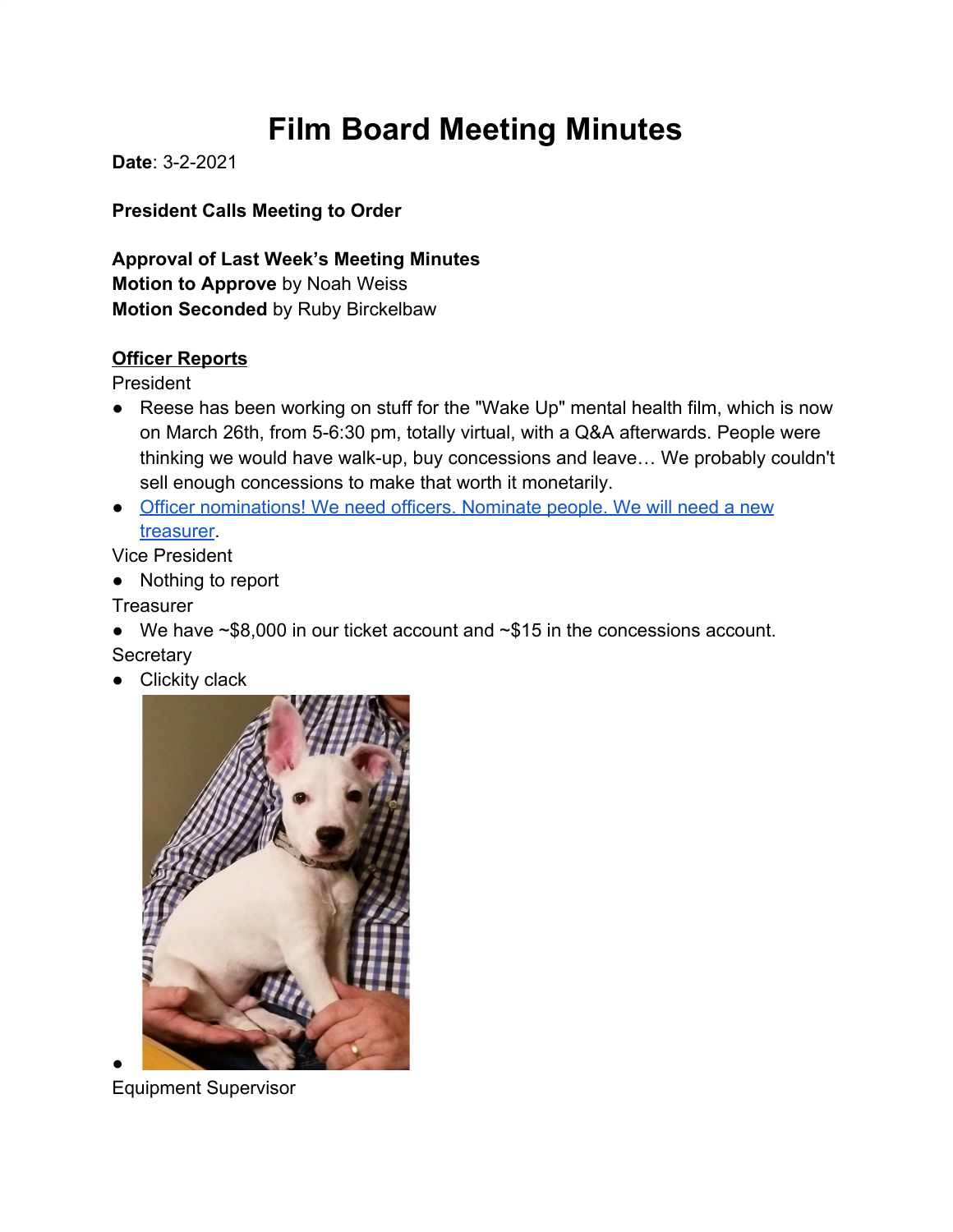# Film Board Meeting Minutes

**Date**: 3-2-2021

**President Calls Meeting to Order**

**Approval of Last Week's Meeting Minutes**
**Motion to Approve** by Noah Weiss
**Motion Seconded** by Ruby Birckelbaw

**<u>Officer Reports</u>**

President

- Reese has been working on stuff for the "Wake Up" mental health film, which is now on March 26th, from 5-6:30 pm, totally virtual, with a Q&A afterwards. People were thinking we would have walk-up, buy concessions and leave… We probably couldn't sell enough concessions to make that worth it monetarily.
- Officer nominations! We need officers. Nominate people. We will need a new treasurer.

Vice President

- Nothing to report

Treasurer

- We have ~$8,000 in our ticket account and ~$15 in the concessions account.

Secretary

- Clickity clack
- 

Equipment Supervisor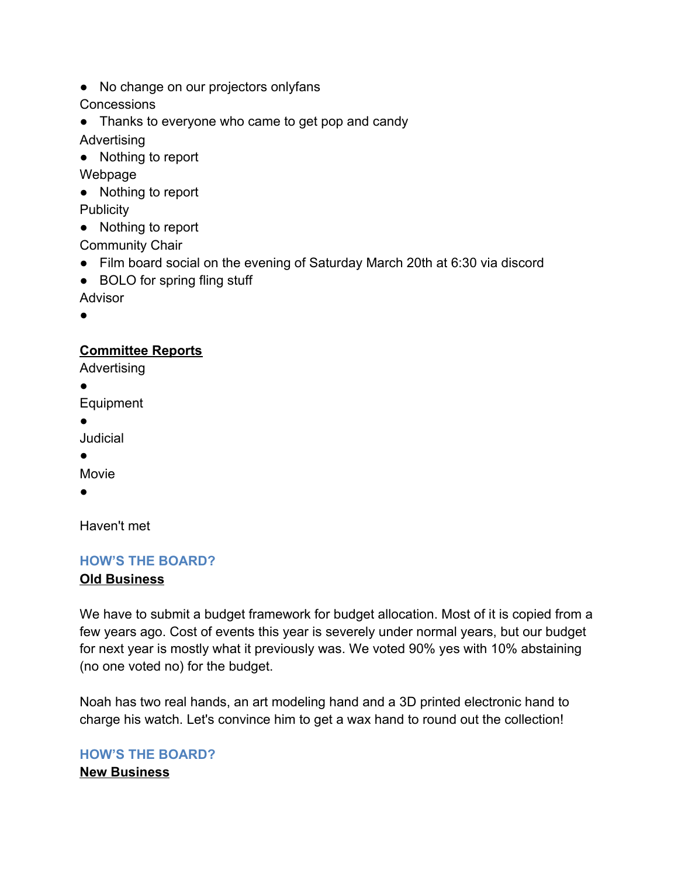- No change on our projectors onlyfans

Concessions

- Thanks to everyone who came to get pop and candy

Advertising

- Nothing to report

Webpage

- Nothing to report

Publicity

- Nothing to report

Community Chair

- Film board social on the evening of Saturday March 20th at 6:30 via discord
- BOLO for spring fling stuff

Advisor

- 

**Committee Reports**

Advertising

- 

Equipment

- 

Judicial

- 

Movie

- 

Haven't met

## HOW'S THE BOARD?

**Old Business**

We have to submit a budget framework for budget allocation. Most of it is copied from a few years ago. Cost of events this year is severely under normal years, but our budget for next year is mostly what it previously was. We voted 90% yes with 10% abstaining (no one voted no) for the budget.

Noah has two real hands, an art modeling hand and a 3D printed electronic hand to charge his watch. Let's convince him to get a wax hand to round out the collection!

## HOW'S THE BOARD?

**New Business**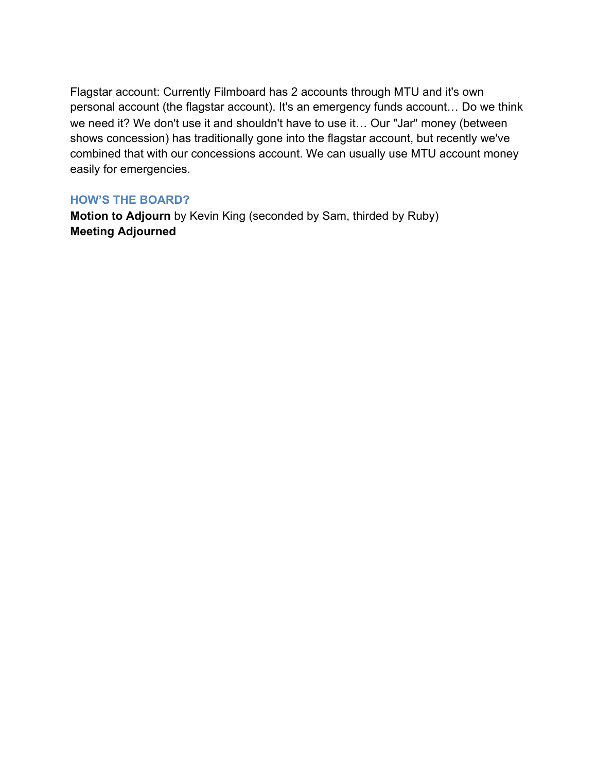Flagstar account: Currently Filmboard has 2 accounts through MTU and it's own personal account (the flagstar account). It's an emergency funds account… Do we think we need it? We don't use it and shouldn't have to use it… Our "Jar" money (between shows concession) has traditionally gone into the flagstar account, but recently we've combined that with our concessions account. We can usually use MTU account money easily for emergencies.

### HOW'S THE BOARD?

**Motion to Adjourn** by Kevin King (seconded by Sam, thirded by Ruby)
**Meeting Adjourned**